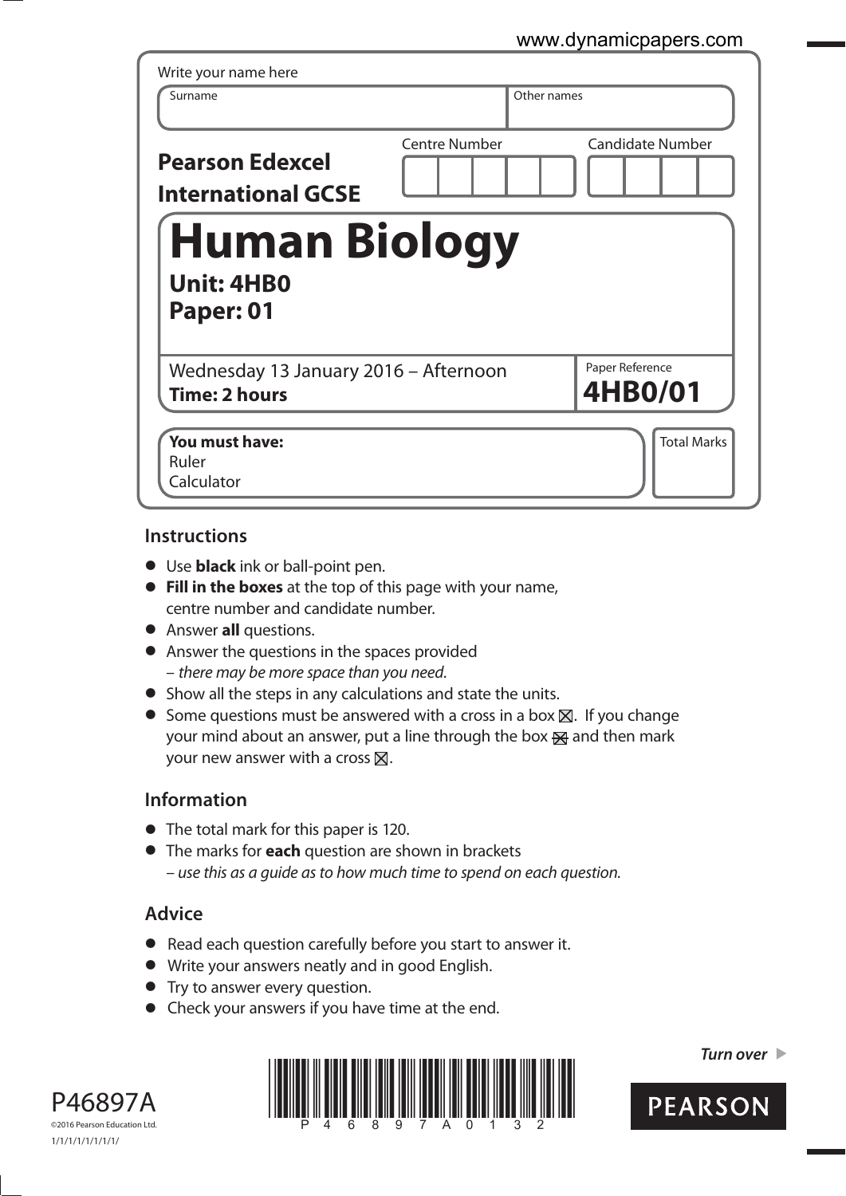Write your name here

| Surname | Other names |
|---|---|
| | |

**Pearson Edexcel International GCSE**

| Centre Number | Candidate Number |
|---|---|
| | |

# Human Biology

**Unit: 4HB0**
**Paper: 01**

Wednesday 13 January 2016 – Afternoon
**Time: 2 hours**

Paper Reference
**4HB0/01**

**You must have:**
Ruler
Calculator

Total Marks

## Instructions

- Use **black** ink or ball-point pen.
- **Fill in the boxes** at the top of this page with your name, centre number and candidate number.
- Answer **all** questions.
- Answer the questions in the spaces provided – *there may be more space than you need.*
- Show all the steps in any calculations and state the units.
- Some questions must be answered with a cross in a box ☒. If you change your mind about an answer, put a line through the box ☒ and then mark your new answer with a cross ☒.

## Information

- The total mark for this paper is 120.
- The marks for **each** question are shown in brackets – *use this as a guide as to how much time to spend on each question.*

## Advice

- Read each question carefully before you start to answer it.
- Write your answers neatly and in good English.
- Try to answer every question.
- Check your answers if you have time at the end.

*Turn over*

P46897A
©2016 Pearson Education Ltd.
1/1/1/1/1/1/1/1/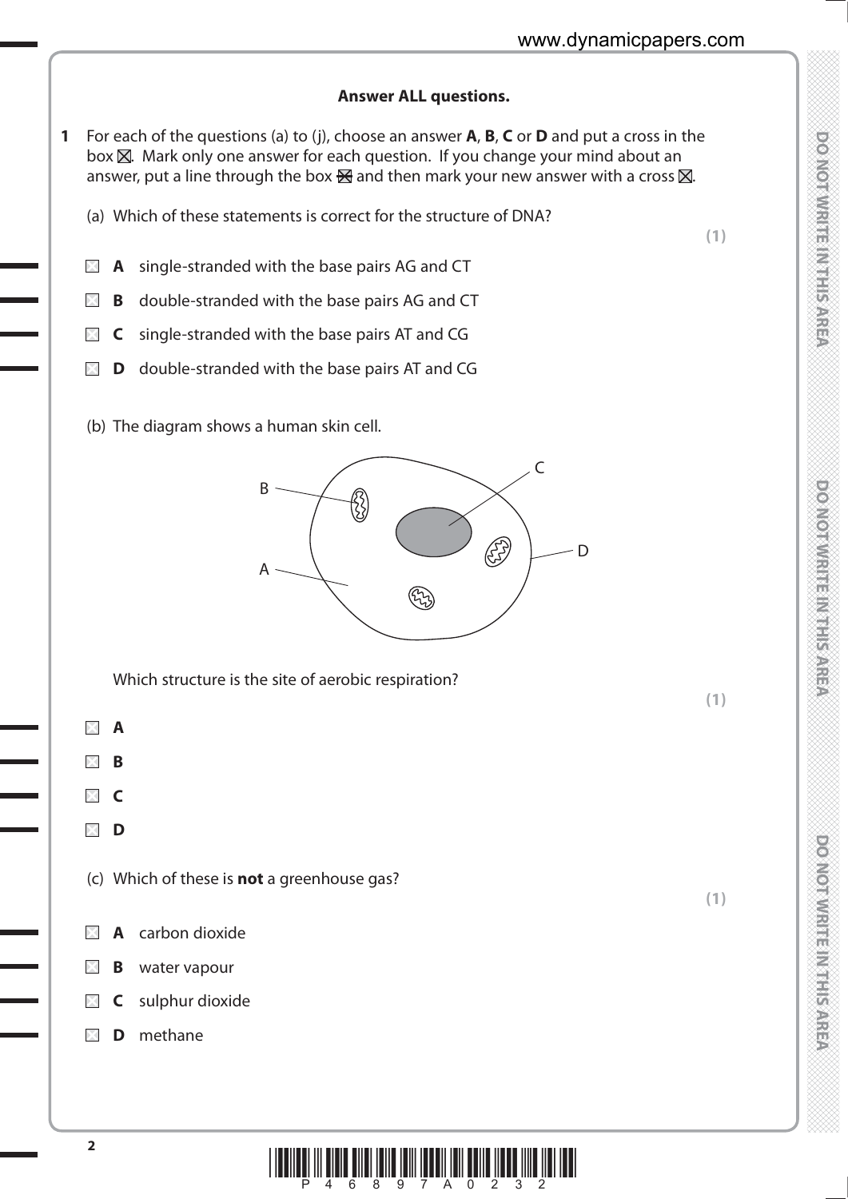**Answer ALL questions.**

**1** For each of the questions (a) to (j), choose an answer **A**, **B**, **C** or **D** and put a cross in the box ☒. Mark only one answer for each question. If you change your mind about an answer, put a line through the box ☒ and then mark your new answer with a cross ☒.

(a) Which of these statements is correct for the structure of DNA?

**(1)**

- ☐ **A** single-stranded with the base pairs AG and CT
- ☐ **B** double-stranded with the base pairs AG and CT
- ☐ **C** single-stranded with the base pairs AT and CG
- ☐ **D** double-stranded with the base pairs AT and CG

(b) The diagram shows a human skin cell.

Which structure is the site of aerobic respiration?

**(1)**

- ☐ **A**
- ☐ **B**
- ☐ **C**
- ☐ **D**

(c) Which of these is **not** a greenhouse gas?

**(1)**

- ☐ **A** carbon dioxide
- ☐ **B** water vapour
- ☐ **C** sulphur dioxide
- ☐ **D** methane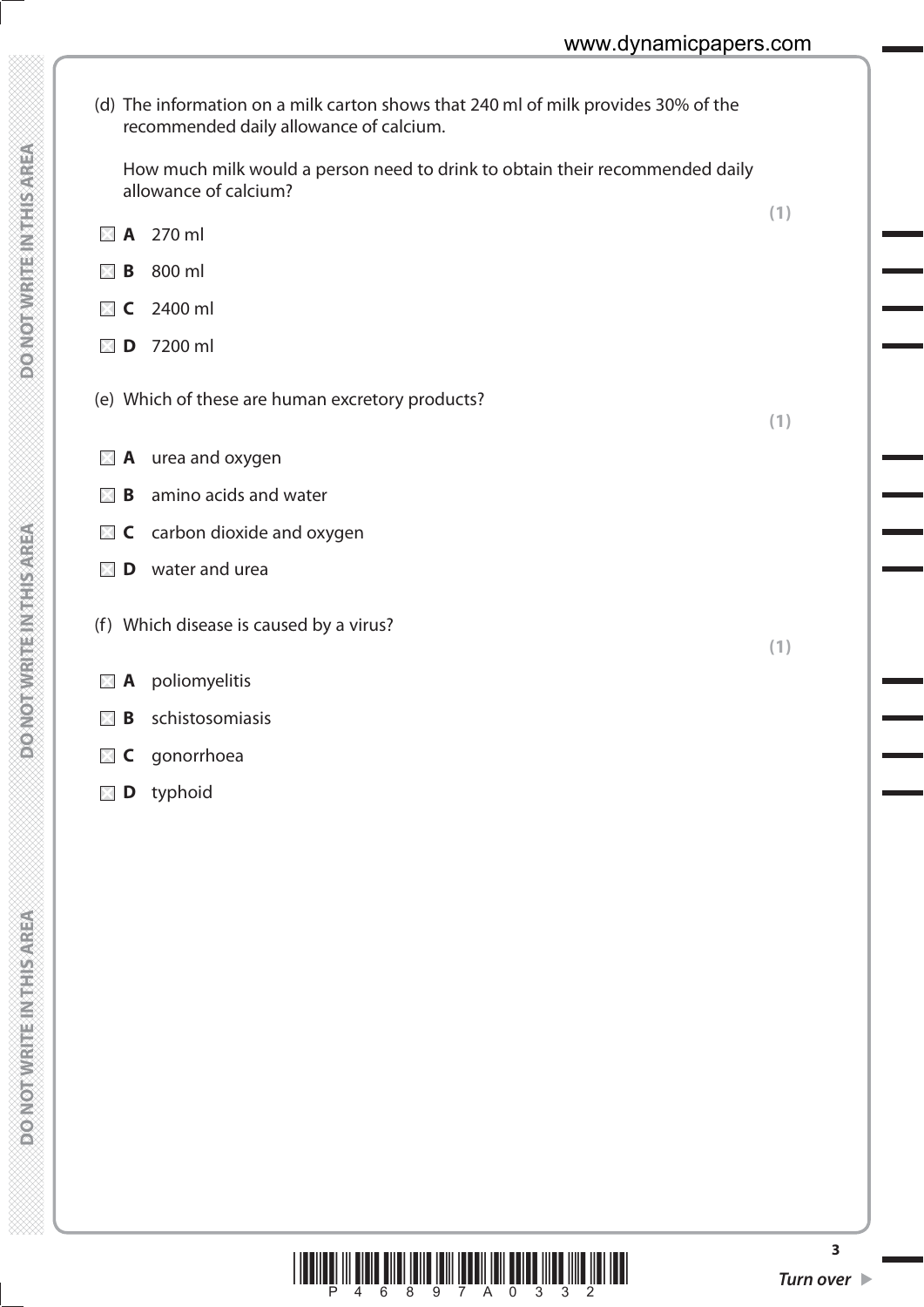(d) The information on a milk carton shows that 240 ml of milk provides 30% of the recommended daily allowance of calcium.

How much milk would a person need to drink to obtain their recommended daily allowance of calcium?

**(1)**

- **A** 270 ml
- **B** 800 ml
- **C** 2400 ml
- **D** 7200 ml

(e) Which of these are human excretory products?

**(1)**

- **A** urea and oxygen
- **B** amino acids and water
- **C** carbon dioxide and oxygen
- **D** water and urea

(f) Which disease is caused by a virus?

**(1)**

- **A** poliomyelitis
- **B** schistosomiasis
- **C** gonorrhoea
- **D** typhoid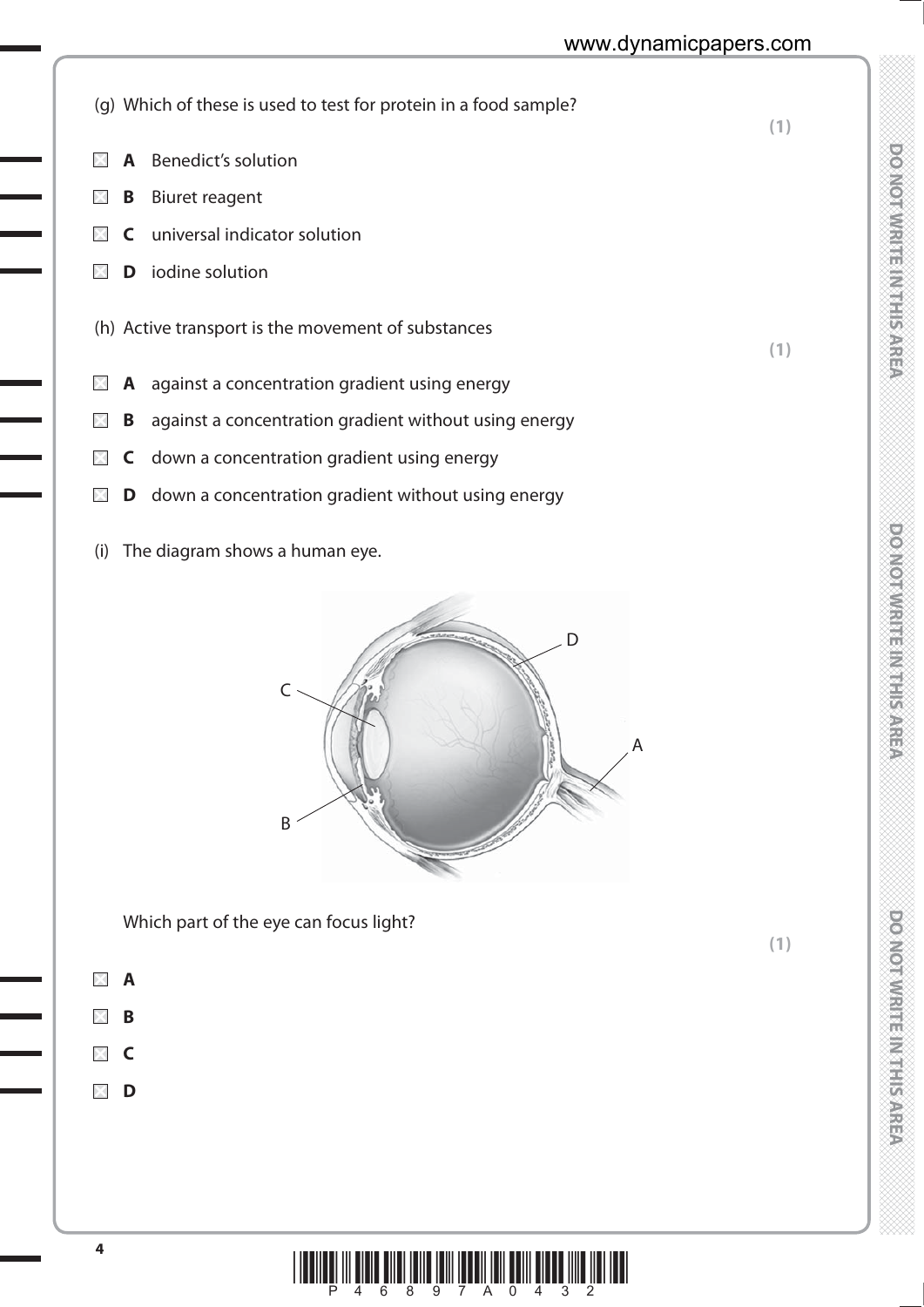(g) Which of these is used to test for protein in a food sample?

**(1)**

- **A** Benedict's solution
- **B** Biuret reagent
- **C** universal indicator solution
- **D** iodine solution

(h) Active transport is the movement of substances

**(1)**

- **A** against a concentration gradient using energy
- **B** against a concentration gradient without using energy
- **C** down a concentration gradient using energy
- **D** down a concentration gradient without using energy

(i) The diagram shows a human eye.

Which part of the eye can focus light?

**(1)**

- **A**
- **B**
- **C**
- **D**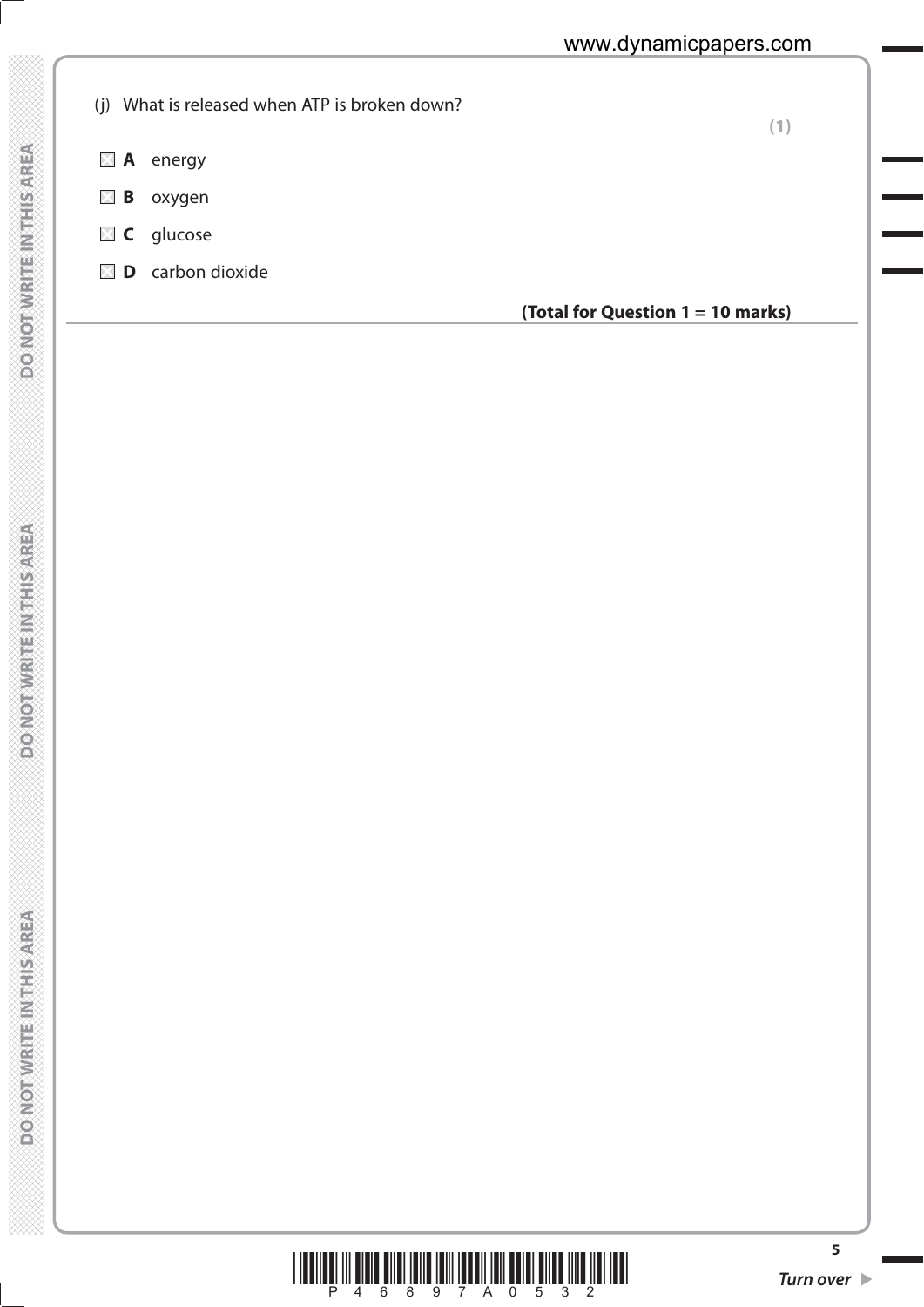(j) What is released when ATP is broken down?

**(1)**

☒ **A** energy

☒ **B** oxygen

☒ **C** glucose

☒ **D** carbon dioxide

**(Total for Question 1 = 10 marks)**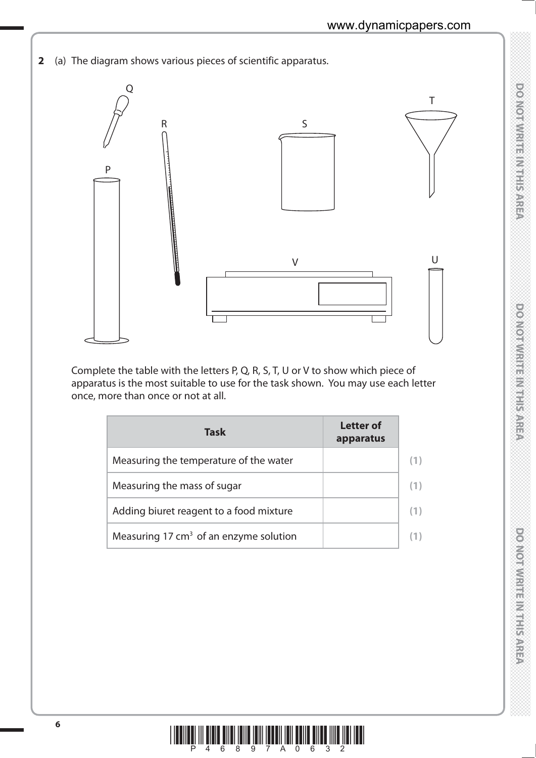**2** (a) The diagram shows various pieces of scientific apparatus.

Complete the table with the letters P, Q, R, S, T, U or V to show which piece of apparatus is the most suitable to use for the task shown. You may use each letter once, more than once or not at all.

| Task | Letter of apparatus | |
|---|---|---|
| Measuring the temperature of the water | | (1) |
| Measuring the mass of sugar | | (1) |
| Adding biuret reagent to a food mixture | | (1) |
| Measuring 17 $cm^3$ of an enzyme solution | | (1) |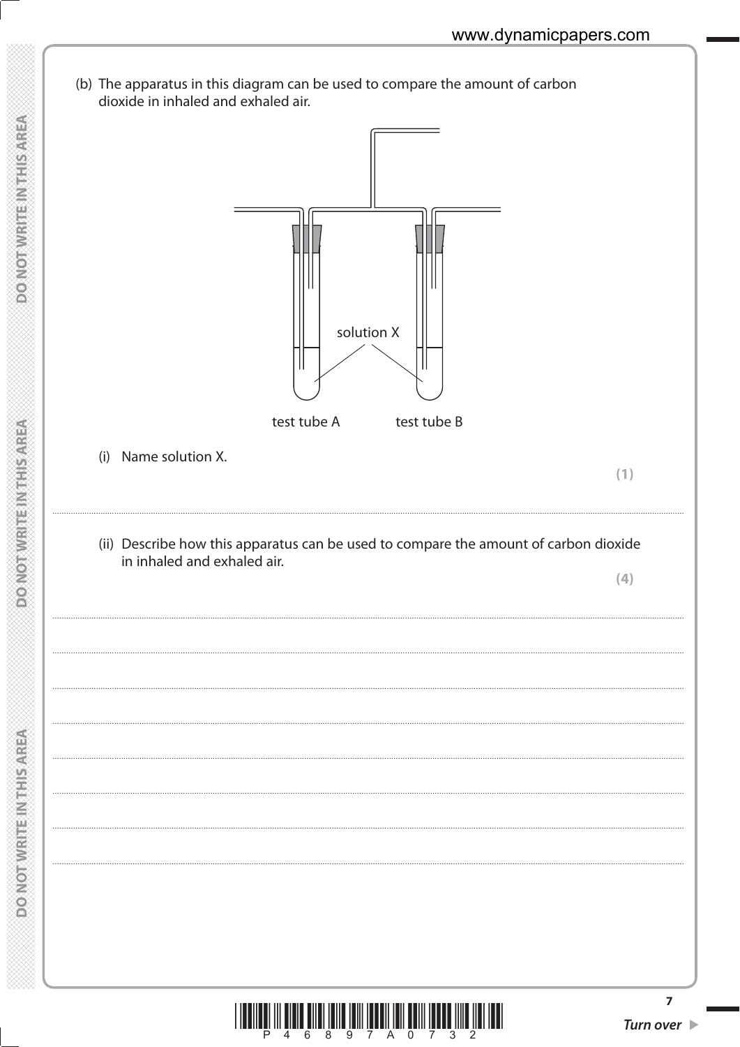(b) The apparatus in this diagram can be used to compare the amount of carbon dioxide in inhaled and exhaled air.

solution X

test tube A test tube B

(i) Name solution X.

**(1)**

.......................................................................................................................................................................................

(ii) Describe how this apparatus can be used to compare the amount of carbon dioxide in inhaled and exhaled air.

**(4)**

.......................................................................................................................................................................................

.......................................................................................................................................................................................

.......................................................................................................................................................................................

.......................................................................................................................................................................................

.......................................................................................................................................................................................

.......................................................................................................................................................................................

.......................................................................................................................................................................................

.......................................................................................................................................................................................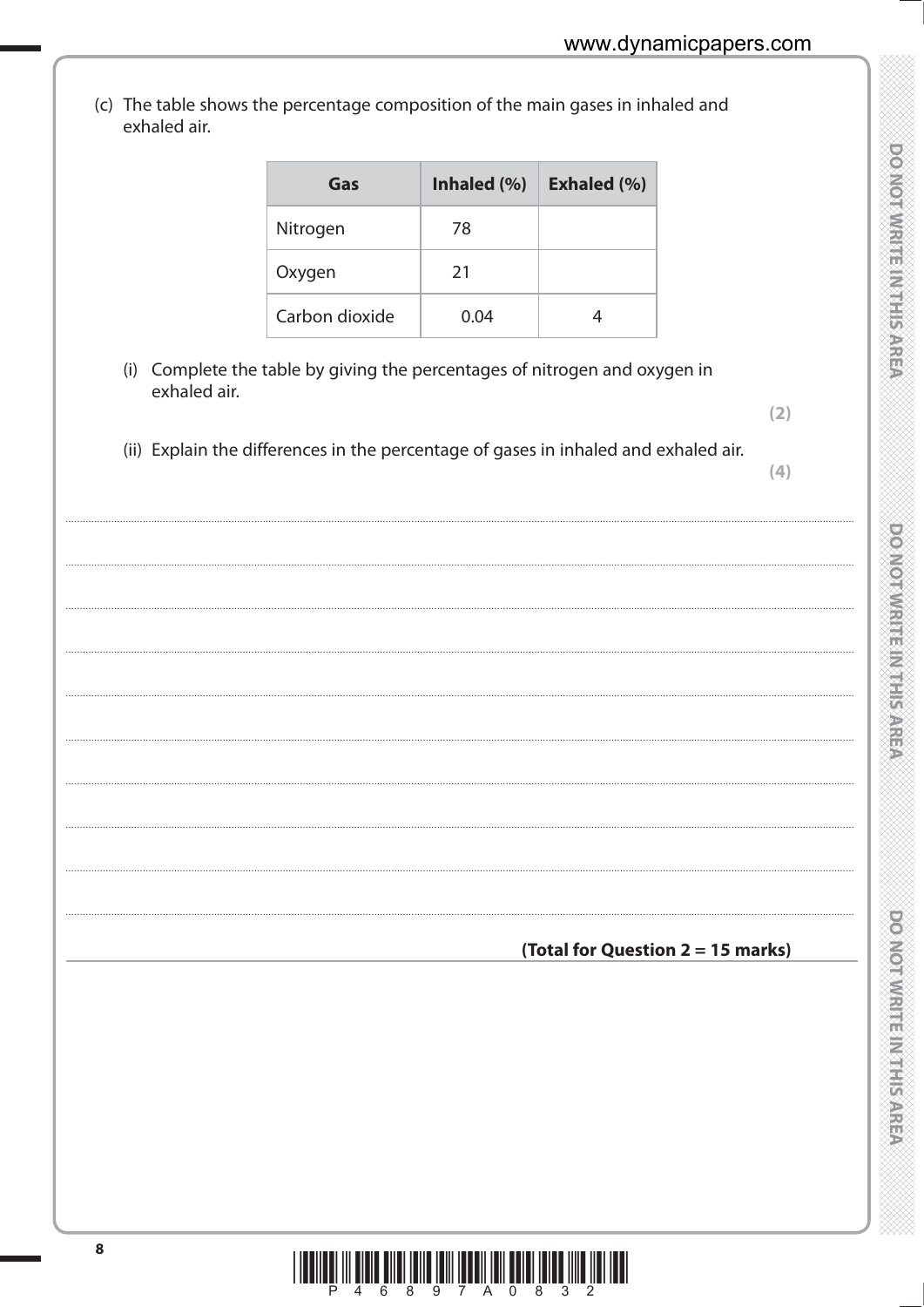(c) The table shows the percentage composition of the main gases in inhaled and exhaled air.

| Gas | Inhaled (%) | Exhaled (%) |
|---|---|---|
| Nitrogen | 78 | |
| Oxygen | 21 | |
| Carbon dioxide | 0.04 | 4 |

(i) Complete the table by giving the percentages of nitrogen and oxygen in exhaled air.

**(2)**

(ii) Explain the differences in the percentage of gases in inhaled and exhaled air.

**(4)**

..................................................................................................................................................................................

..................................................................................................................................................................................

..................................................................................................................................................................................

..................................................................................................................................................................................

..................................................................................................................................................................................

..................................................................................................................................................................................

..................................................................................................................................................................................

..................................................................................................................................................................................

..................................................................................................................................................................................

**(Total for Question 2 = 15 marks)**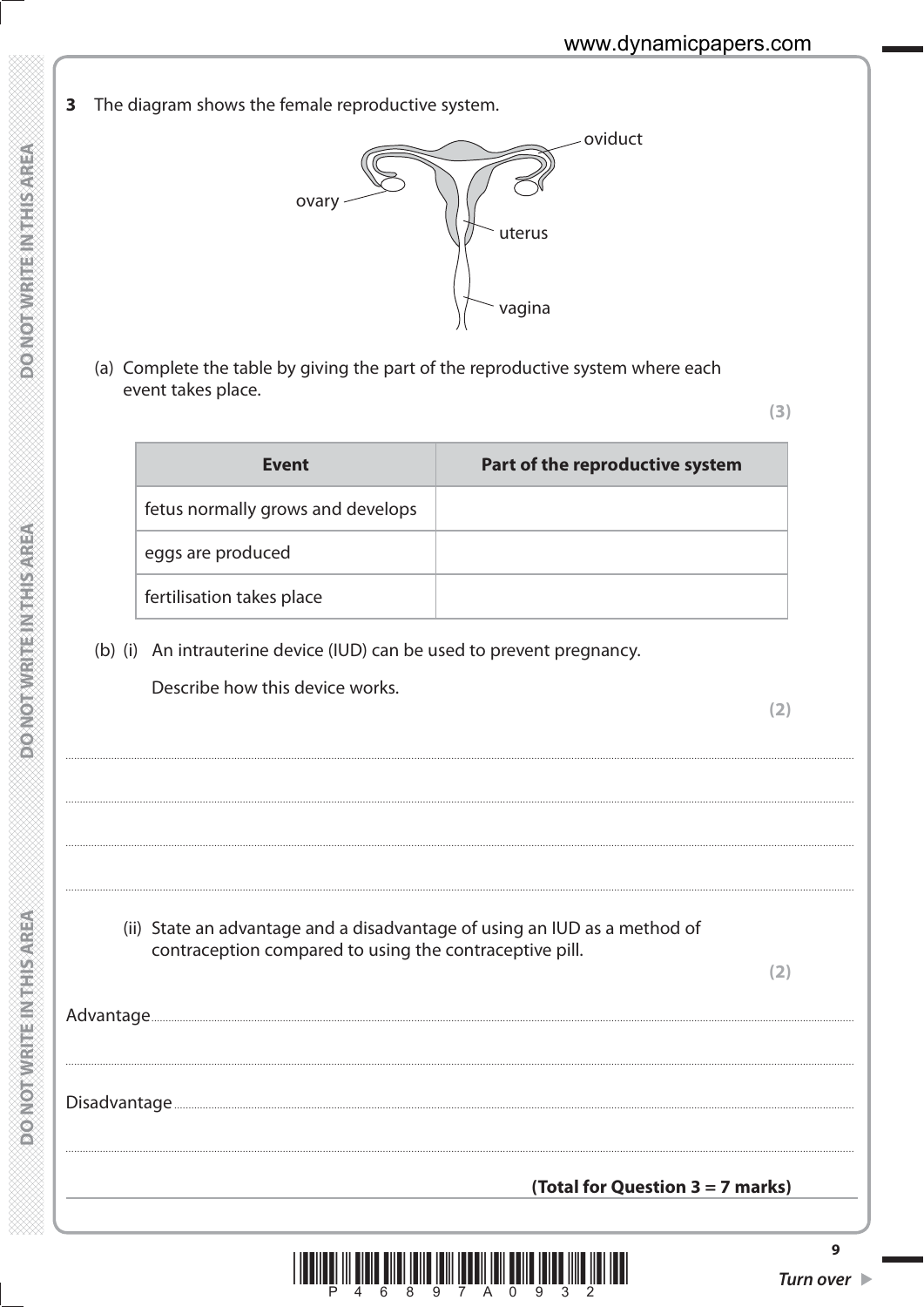**3** The diagram shows the female reproductive system.

oviduct

ovary

uterus

vagina

(a) Complete the table by giving the part of the reproductive system where each event takes place.

**(3)**

| Event | Part of the reproductive system |
|---|---|
| fetus normally grows and develops | |
| eggs are produced | |
| fertilisation takes place | |

(b) (i) An intrauterine device (IUD) can be used to prevent pregnancy.

Describe how this device works.

**(2)**

..........................................................................................................................................

..........................................................................................................................................

..........................................................................................................................................

..........................................................................................................................................

(ii) State an advantage and a disadvantage of using an IUD as a method of contraception compared to using the contraceptive pill.

**(2)**

Advantage ..........................................................................................................................

..........................................................................................................................................

Disadvantage ......................................................................................................................

..........................................................................................................................................

**(Total for Question 3 = 7 marks)**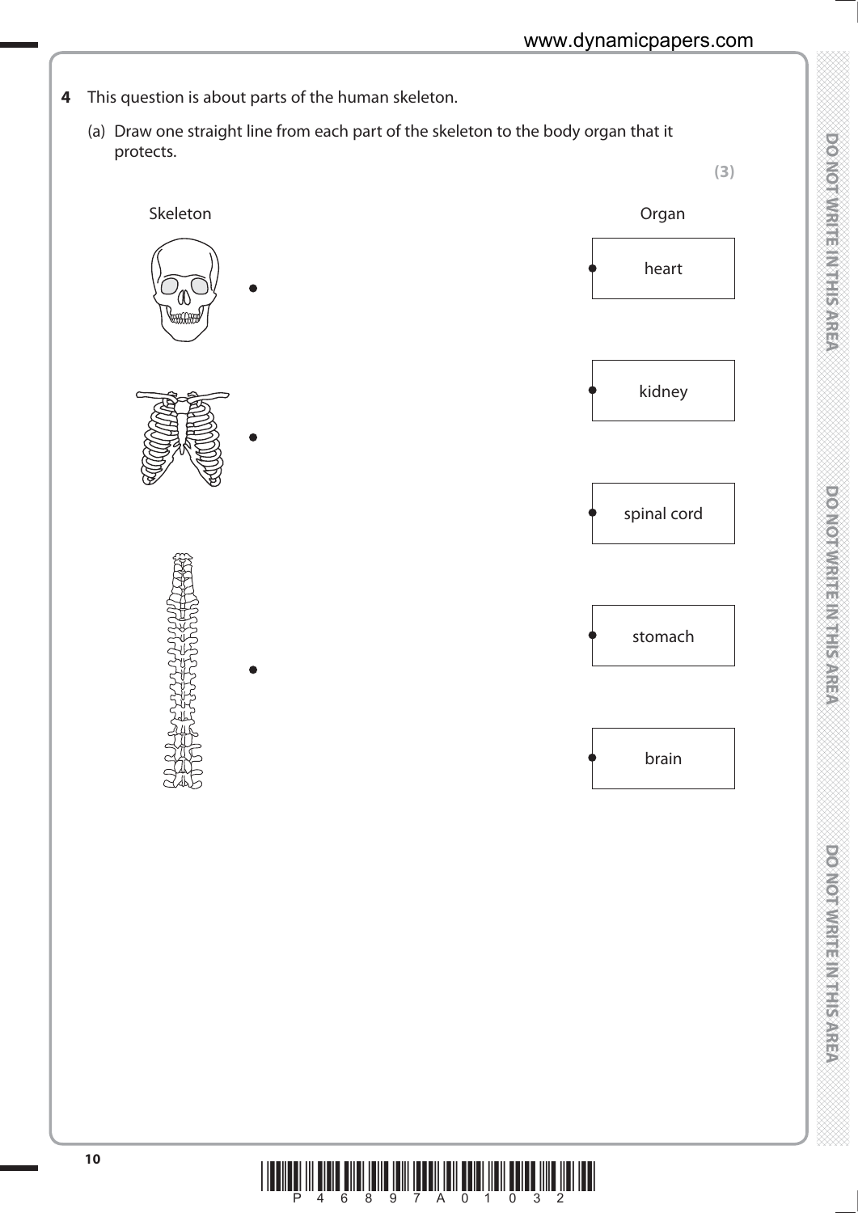**4** This question is about parts of the human skeleton.

(a) Draw one straight line from each part of the skeleton to the body organ that it protects.

**(3)**

| Skeleton | Organ |
| --- | --- |
| (skull) • | • heart |
| (rib cage) • | • kidney |
| (spine) • | • spinal cord |
| | • stomach |
| | • brain |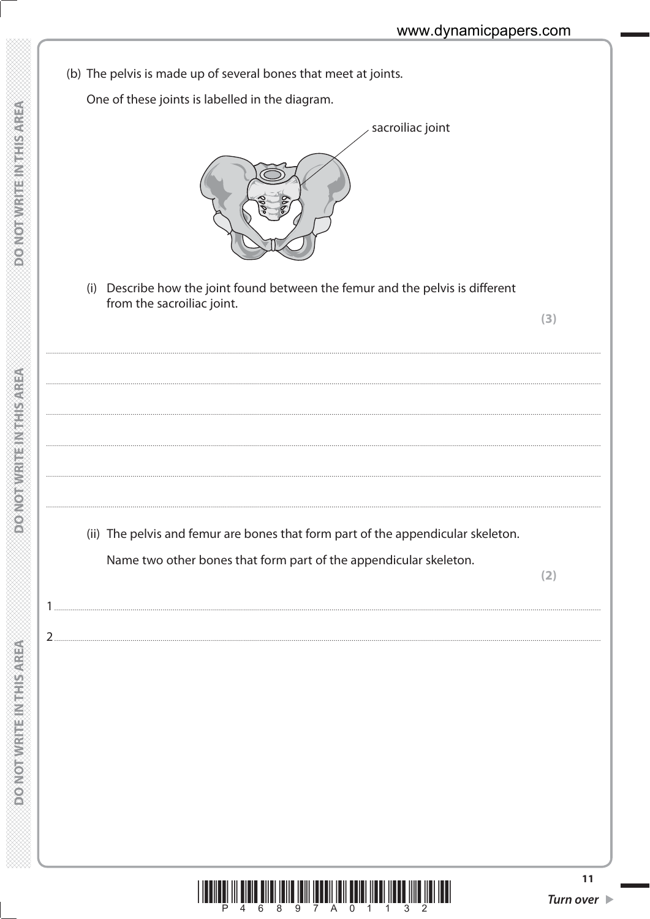(b) The pelvis is made up of several bones that meet at joints.

One of these joints is labelled in the diagram.

sacroiliac joint

(i) Describe how the joint found between the femur and the pelvis is different from the sacroiliac joint.

**(3)**

..........................................................................................................................................

..........................................................................................................................................

..........................................................................................................................................

..........................................................................................................................................

..........................................................................................................................................

..........................................................................................................................................

(ii) The pelvis and femur are bones that form part of the appendicular skeleton.

Name two other bones that form part of the appendicular skeleton.

**(2)**

1 ..........................................................................................................................................

2 ..........................................................................................................................................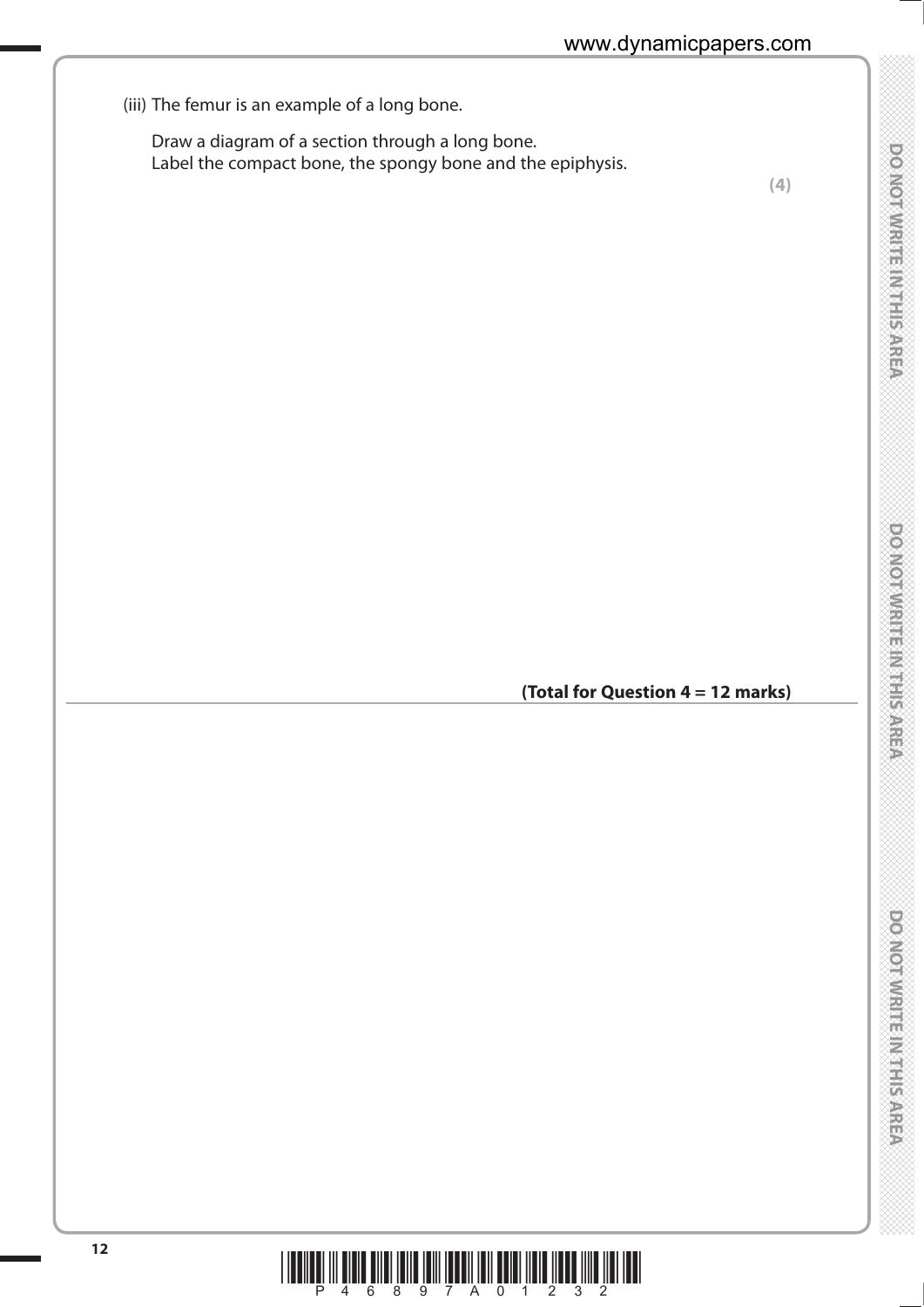(iii) The femur is an example of a long bone.

Draw a diagram of a section through a long bone.
Label the compact bone, the spongy bone and the epiphysis.

**(4)**

**(Total for Question 4 = 12 marks)**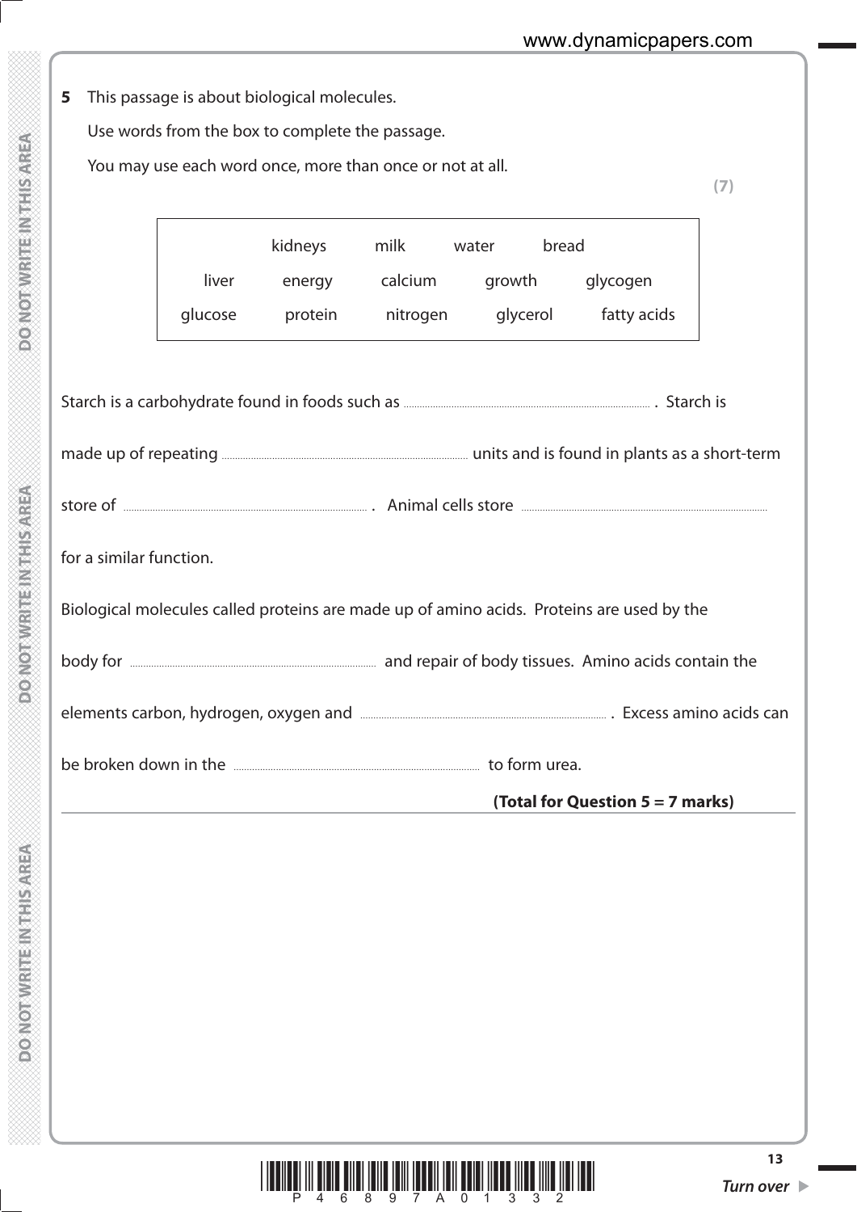**5** This passage is about biological molecules.

Use words from the box to complete the passage.

You may use each word once, more than once or not at all.

**(7)**

| | | | | |
|---|---|---|---|---|
| | kidneys | milk | water | bread |
| liver | energy | calcium | growth | glycogen |
| glucose | protein | nitrogen | glycerol | fatty acids |

Starch is a carbohydrate found in foods such as .................................................. . Starch is made up of repeating .................................................. units and is found in plants as a short-term store of .................................................. . Animal cells store .................................................. for a similar function.

Biological molecules called proteins are made up of amino acids. Proteins are used by the body for .................................................. and repair of body tissues. Amino acids contain the elements carbon, hydrogen, oxygen and .................................................. . Excess amino acids can be broken down in the .................................................. to form urea.

**(Total for Question 5 = 7 marks)**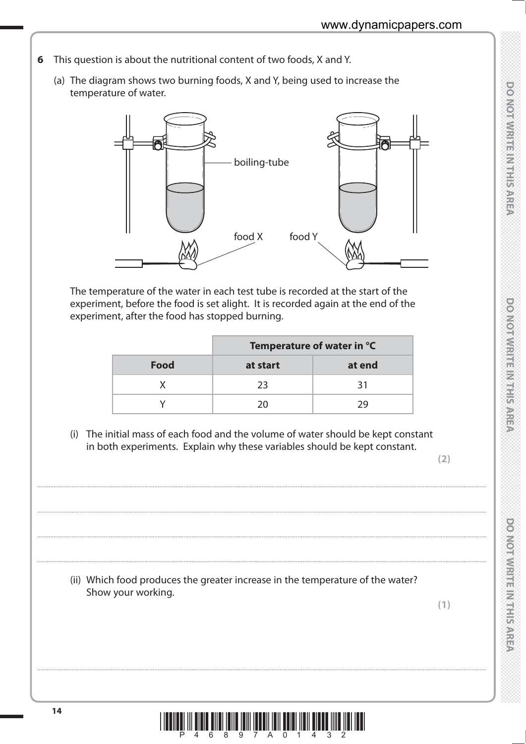**6** This question is about the nutritional content of two foods, X and Y.

(a) The diagram shows two burning foods, X and Y, being used to increase the temperature of water.

The temperature of the water in each test tube is recorded at the start of the experiment, before the food is set alight. It is recorded again at the end of the experiment, after the food has stopped burning.

| | Temperature of water in °C | |
|---|---|---|
| **Food** | **at start** | **at end** |
| X | 23 | 31 |
| Y | 20 | 29 |

(i) The initial mass of each food and the volume of water should be kept constant in both experiments. Explain why these variables should be kept constant.

**(2)**

(ii) Which food produces the greater increase in the temperature of the water? Show your working.

**(1)**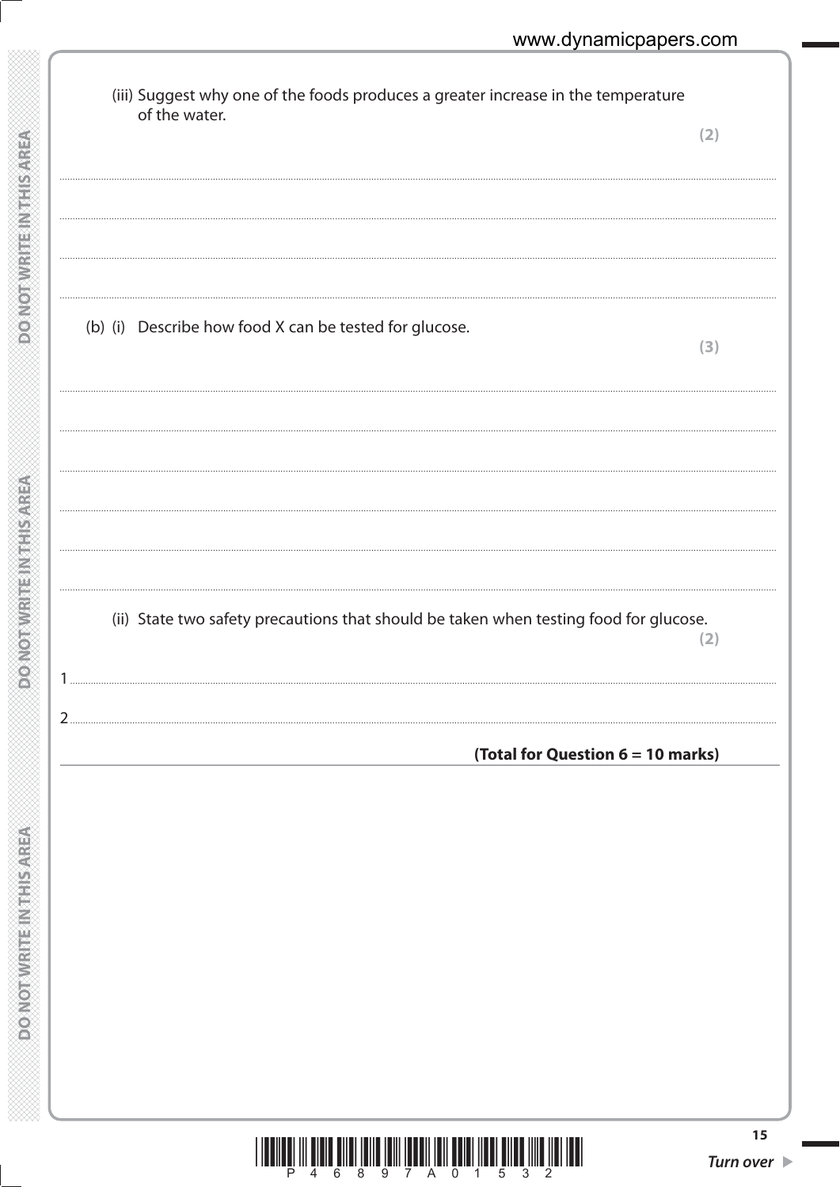(iii) Suggest why one of the foods produces a greater increase in the temperature of the water. **(2)**

..............................................................................................................................................

..............................................................................................................................................

..............................................................................................................................................

(b) (i) Describe how food X can be tested for glucose. **(3)**

..............................................................................................................................................

..............................................................................................................................................

..............................................................................................................................................

..............................................................................................................................................

..............................................................................................................................................

(ii) State two safety precautions that should be taken when testing food for glucose. **(2)**

1 ..............................................................................................................................................

2 ..............................................................................................................................................

**(Total for Question 6 = 10 marks)**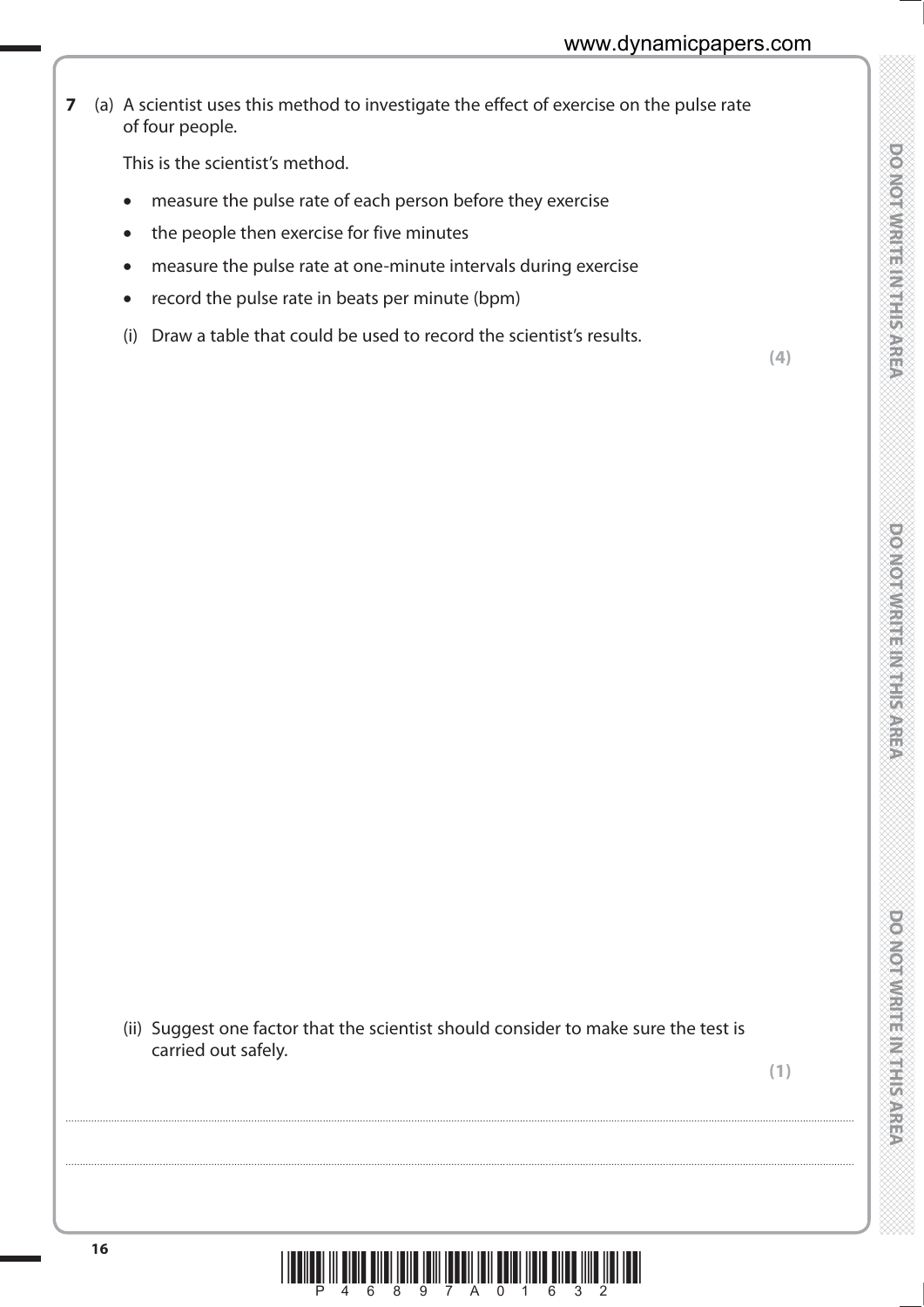**7** (a) A scientist uses this method to investigate the effect of exercise on the pulse rate of four people.

This is the scientist's method.

- measure the pulse rate of each person before they exercise
- the people then exercise for five minutes
- measure the pulse rate at one-minute intervals during exercise
- record the pulse rate in beats per minute (bpm)

(i) Draw a table that could be used to record the scientist's results.

**(4)**

(ii) Suggest one factor that the scientist should consider to make sure the test is carried out safely.

**(1)**

..................................................................................................................................................................................................................................................................................

..................................................................................................................................................................................................................................................................................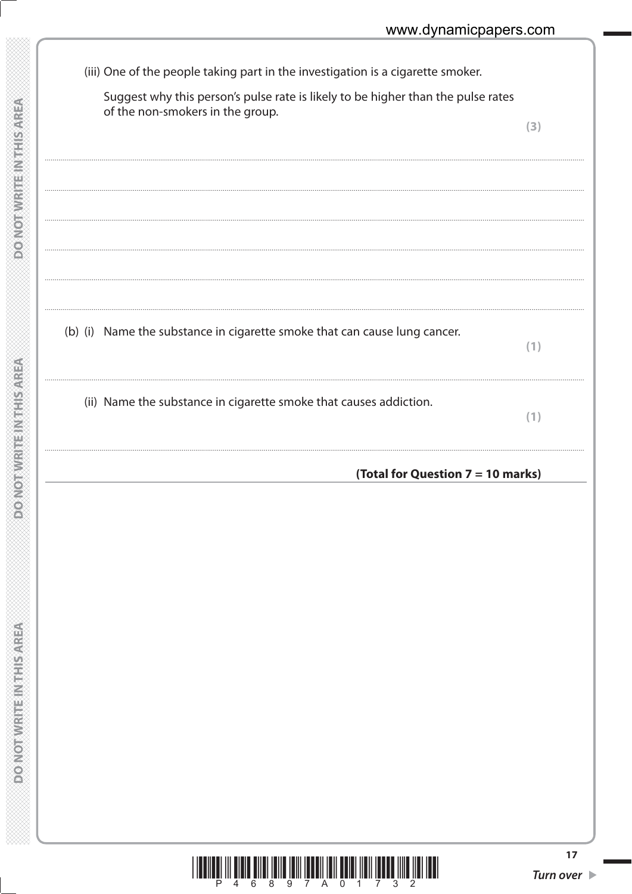(iii) One of the people taking part in the investigation is a cigarette smoker.

Suggest why this person's pulse rate is likely to be higher than the pulse rates of the non-smokers in the group.

**(3)**

..................................................................................................................................................

..................................................................................................................................................

..................................................................................................................................................

..................................................................................................................................................

..................................................................................................................................................

..................................................................................................................................................

(b) (i) Name the substance in cigarette smoke that can cause lung cancer.

**(1)**

..................................................................................................................................................

(ii) Name the substance in cigarette smoke that causes addiction.

**(1)**

..................................................................................................................................................

**(Total for Question 7 = 10 marks)**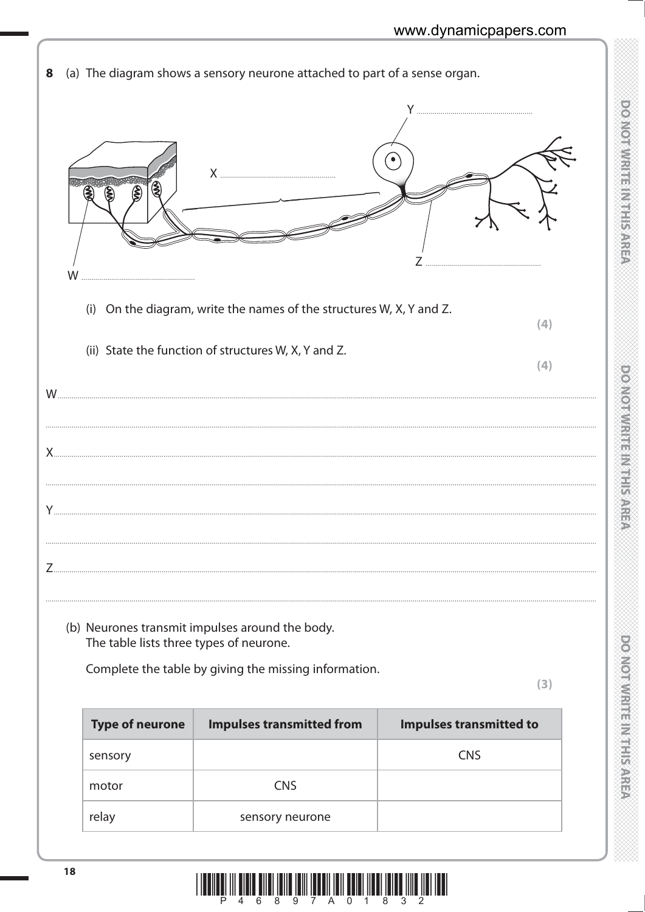**8** (a) The diagram shows a sensory neurone attached to part of a sense organ.

Y ..........................................................

X ..........................................................

Z ..........................................................

W ..........................................................

(i) On the diagram, write the names of the structures W, X, Y and Z. **(4)**

(ii) State the function of structures W, X, Y and Z. **(4)**

W ..........................................................................................................................................................

..........................................................................................................................................................

X ..........................................................................................................................................................

..........................................................................................................................................................

Y ..........................................................................................................................................................

..........................................................................................................................................................

Z ..........................................................................................................................................................

..........................................................................................................................................................

(b) Neurones transmit impulses around the body.
The table lists three types of neurone.

Complete the table by giving the missing information. **(3)**

| Type of neurone | Impulses transmitted from | Impulses transmitted to |
|---|---|---|
| sensory | | CNS |
| motor | CNS | |
| relay | sensory neurone | |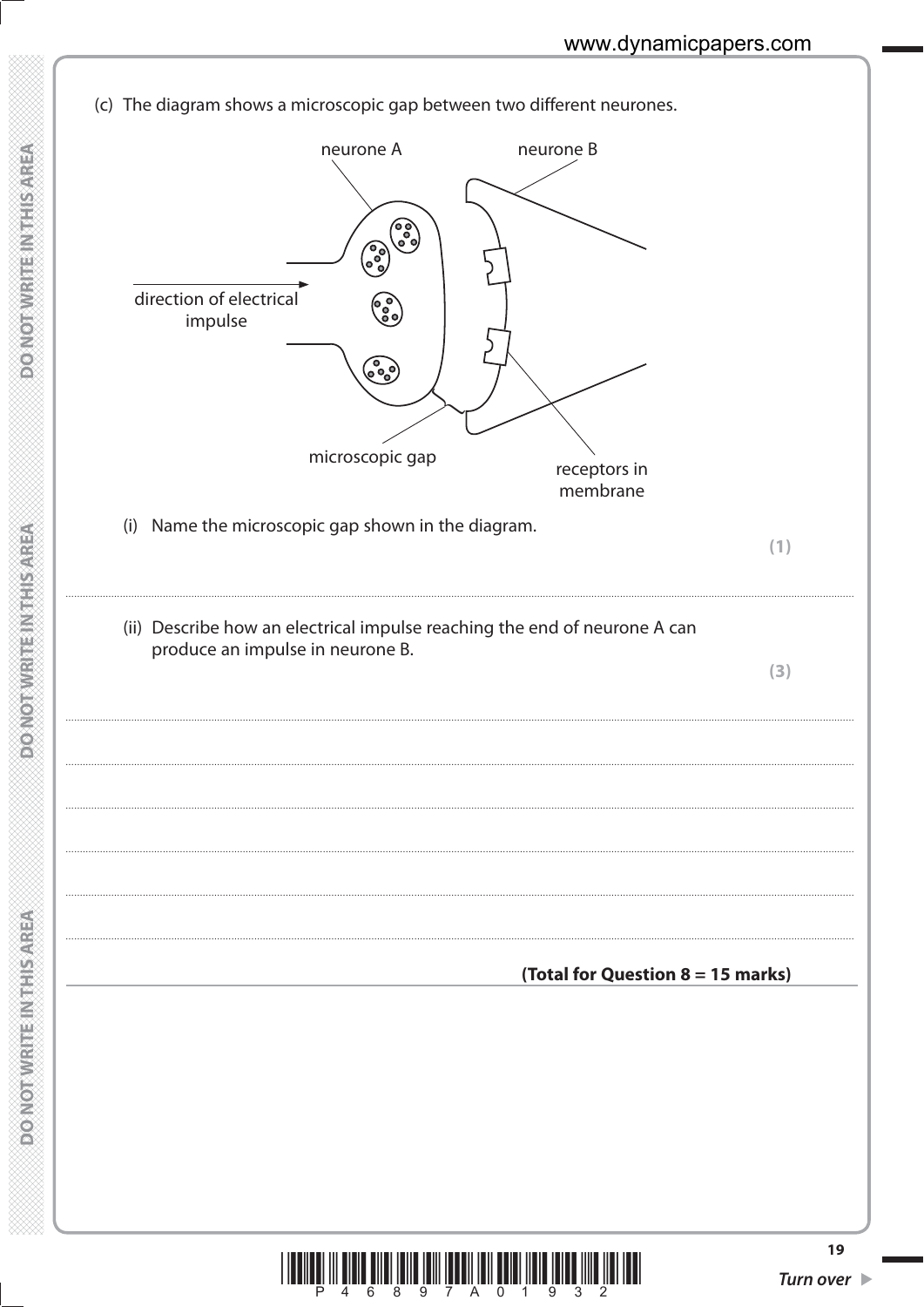(c) The diagram shows a microscopic gap between two different neurones.

neurone A

neurone B

direction of electrical impulse

microscopic gap

receptors in membrane

(i) Name the microscopic gap shown in the diagram.

**(1)**

..........................................................................................................................................

(ii) Describe how an electrical impulse reaching the end of neurone A can produce an impulse in neurone B.

**(3)**

..........................................................................................................................................

..........................................................................................................................................

..........................................................................................................................................

..........................................................................................................................................

..........................................................................................................................................

..........................................................................................................................................

**(Total for Question 8 = 15 marks)**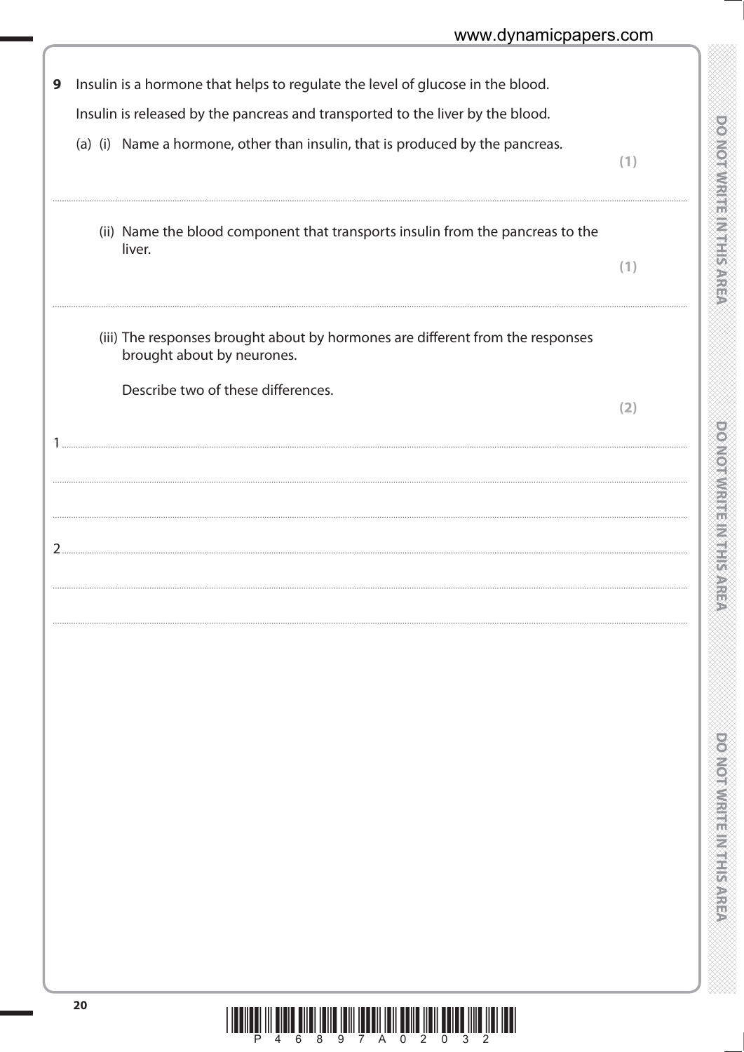**9** Insulin is a hormone that helps to regulate the level of glucose in the blood.

Insulin is released by the pancreas and transported to the liver by the blood.

(a) (i) Name a hormone, other than insulin, that is produced by the pancreas. **(1)**

..................................................................................................................................................

(ii) Name the blood component that transports insulin from the pancreas to the liver. **(1)**

..................................................................................................................................................

(iii) The responses brought about by hormones are different from the responses brought about by neurones.

Describe two of these differences. **(2)**

1 ..................................................................................................................................................

..................................................................................................................................................

..................................................................................................................................................

2 ..................................................................................................................................................

..................................................................................................................................................

..................................................................................................................................................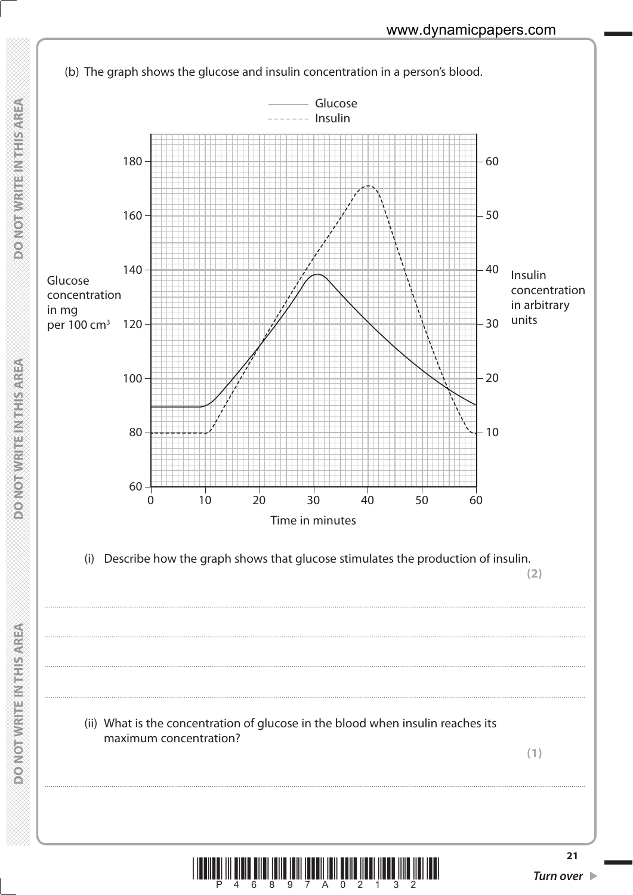(b) The graph shows the glucose and insulin concentration in a person's blood.

——— Glucose
------- Insulin

Glucose concentration in mg per 100 cm$^3$ (left axis: 60, 80, 100, 120, 140, 160, 180)

Insulin concentration in arbitrary units (right axis: 10, 20, 30, 40, 50, 60)

Time in minutes (0, 10, 20, 30, 40, 50, 60)

(i) Describe how the graph shows that glucose stimulates the production of insulin.

**(2)**

.......................................................................................................................................................................................

.......................................................................................................................................................................................

.......................................................................................................................................................................................

.......................................................................................................................................................................................

(ii) What is the concentration of glucose in the blood when insulin reaches its maximum concentration?

**(1)**

.......................................................................................................................................................................................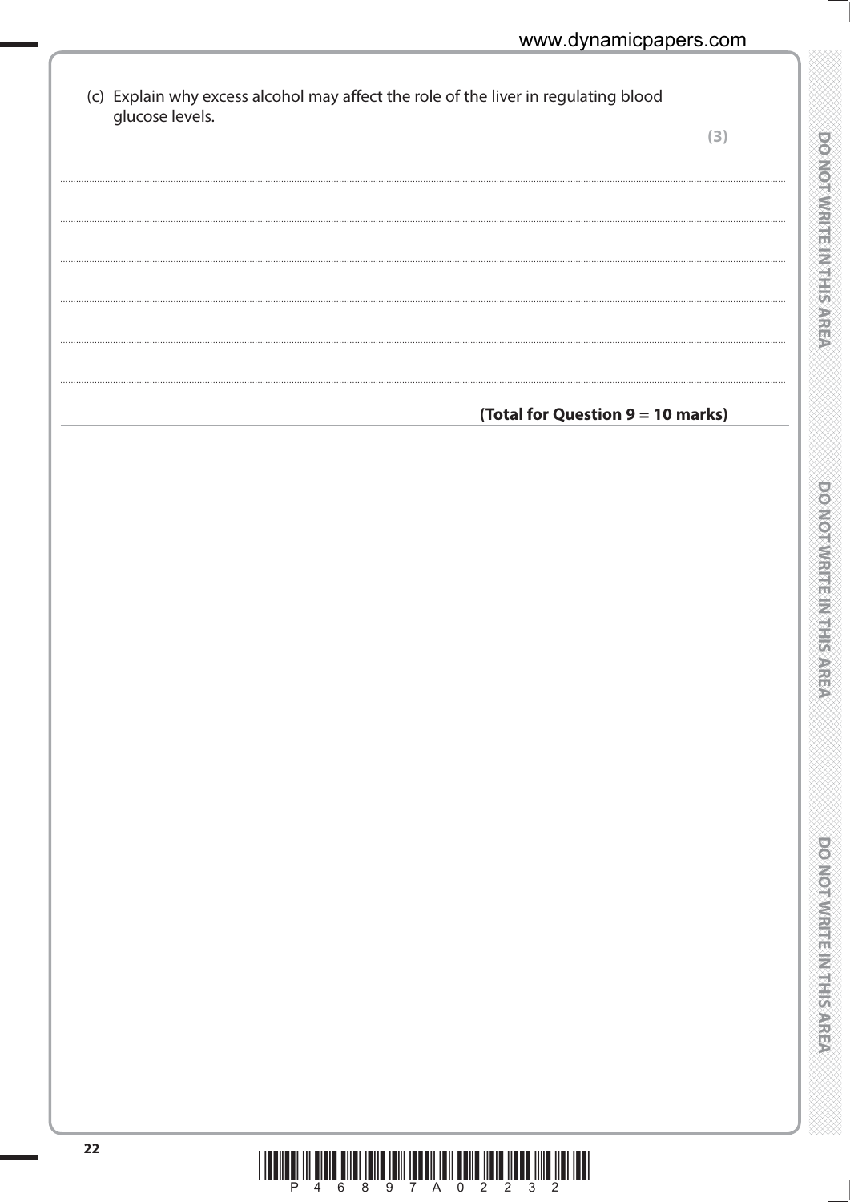(c) Explain why excess alcohol may affect the role of the liver in regulating blood glucose levels.

**(3)**

..............................................................................................................................................

..............................................................................................................................................

..............................................................................................................................................

..............................................................................................................................................

..............................................................................................................................................

..............................................................................................................................................

**(Total for Question 9 = 10 marks)**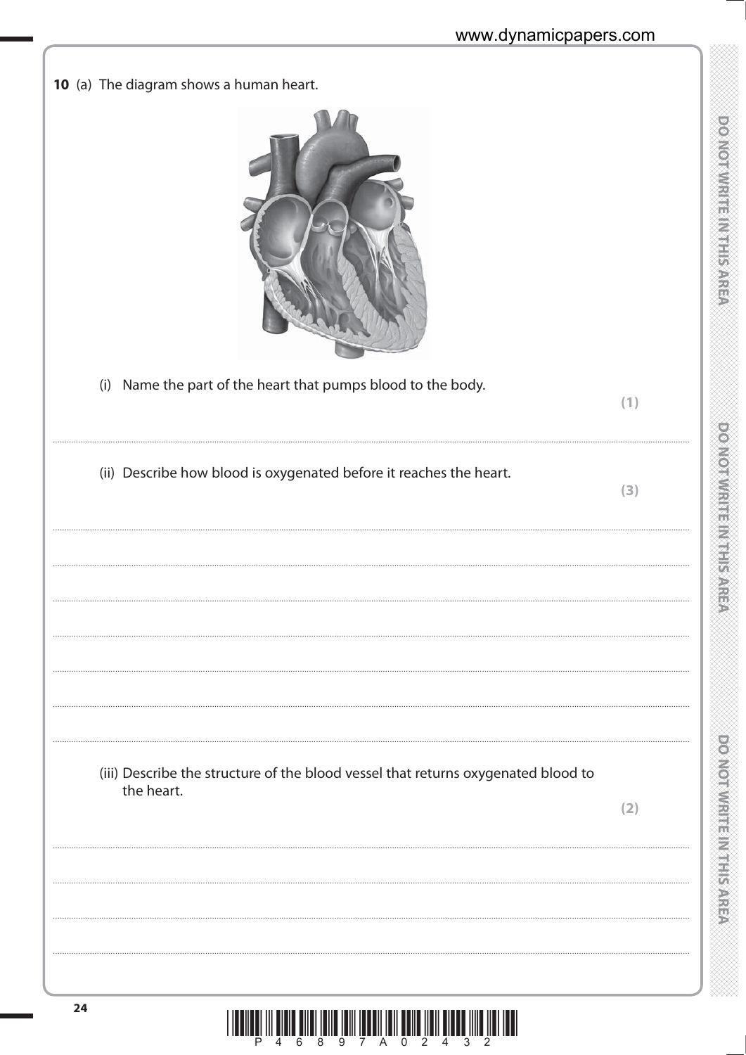**10** (a) The diagram shows a human heart.

(i) Name the part of the heart that pumps blood to the body.

**(1)**

..................................................................................................................................................

(ii) Describe how blood is oxygenated before it reaches the heart.

**(3)**

..................................................................................................................................................

..................................................................................................................................................

..................................................................................................................................................

..................................................................................................................................................

..................................................................................................................................................

..................................................................................................................................................

(iii) Describe the structure of the blood vessel that returns oxygenated blood to the heart.

**(2)**

..................................................................................................................................................

..................................................................................................................................................

..................................................................................................................................................

..................................................................................................................................................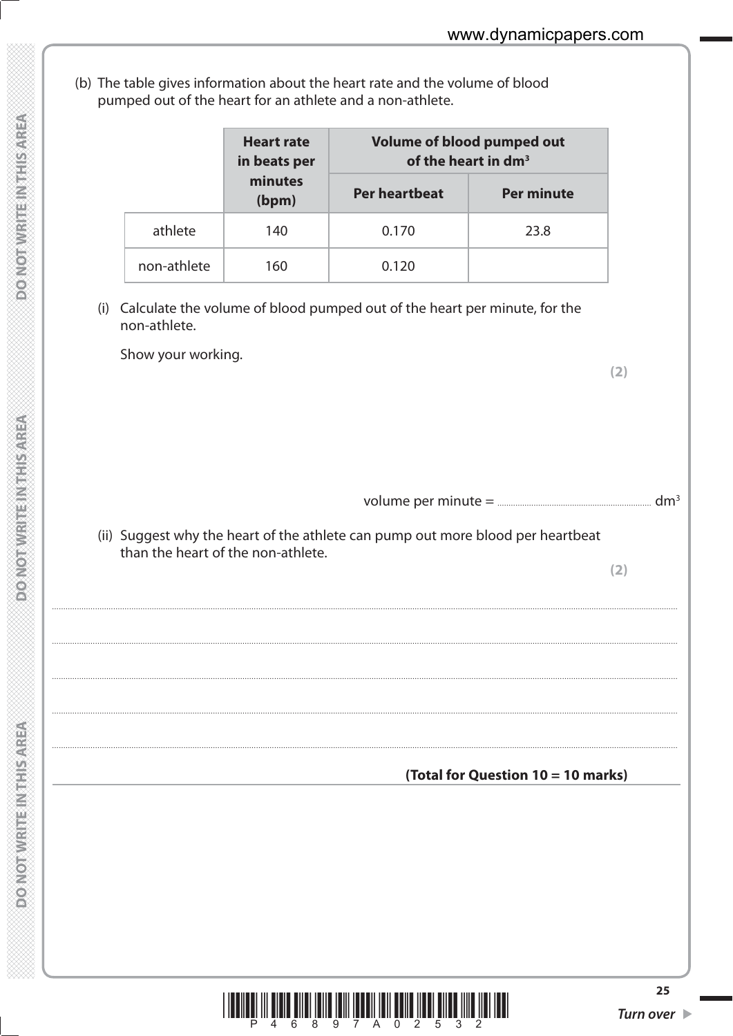(b) The table gives information about the heart rate and the volume of blood pumped out of the heart for an athlete and a non-athlete.

| | **Heart rate in beats per minutes (bpm)** | **Volume of blood pumped out of the heart in $dm^3$** | |
|---|---|---|---|
| | | **Per heartbeat** | **Per minute** |
| athlete | 140 | 0.170 | 23.8 |
| non-athlete | 160 | 0.120 | |

(i) Calculate the volume of blood pumped out of the heart per minute, for the non-athlete.

Show your working.

**(2)**

volume per minute = .................................................... $dm^3$

(ii) Suggest why the heart of the athlete can pump out more blood per heartbeat than the heart of the non-athlete.

**(2)**

.......................................................................................................................................................................................................................

.......................................................................................................................................................................................................................

.......................................................................................................................................................................................................................

.......................................................................................................................................................................................................................

**(Total for Question 10 = 10 marks)**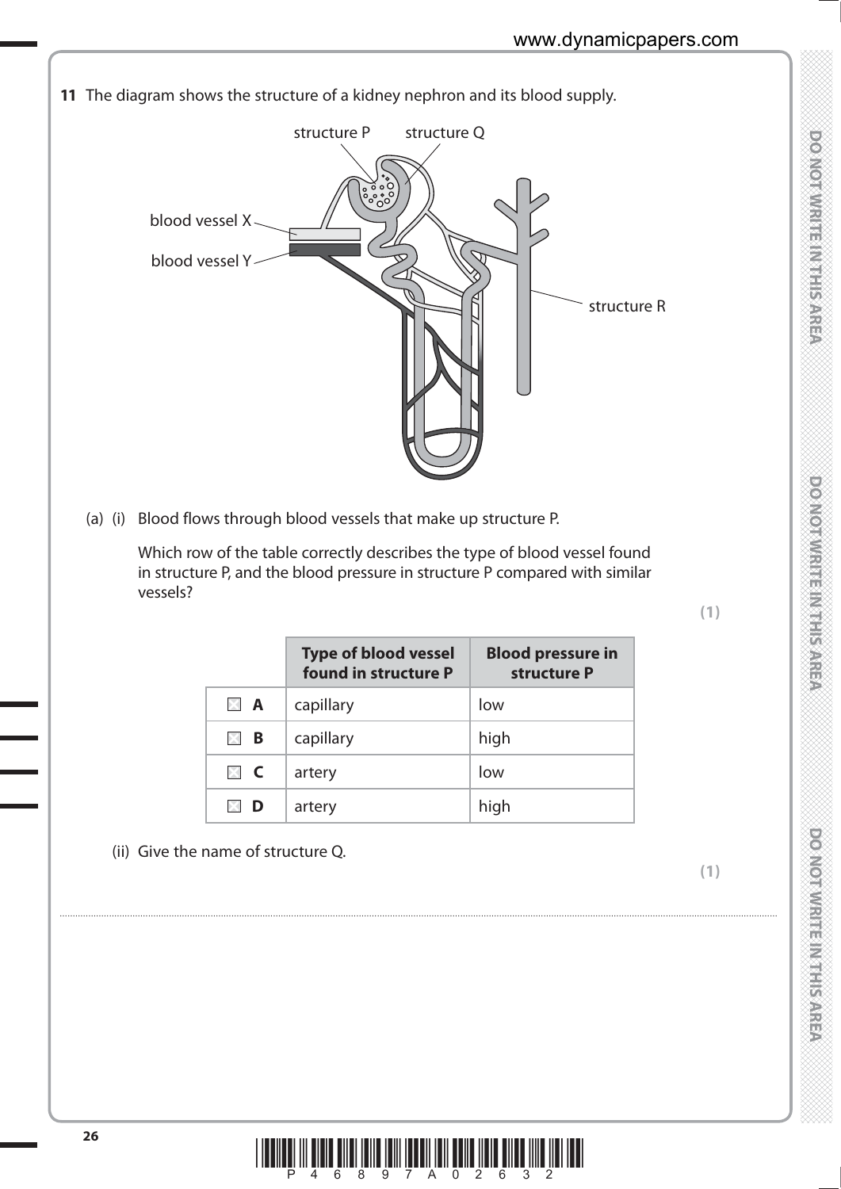**11** The diagram shows the structure of a kidney nephron and its blood supply.

structure P structure Q

blood vessel X

blood vessel Y

structure R

(a) (i) Blood flows through blood vessels that make up structure P.

Which row of the table correctly describes the type of blood vessel found in structure P, and the blood pressure in structure P compared with similar vessels?

**(1)**

| | Type of blood vessel found in structure P | Blood pressure in structure P |
|---|---|---|
| ☒ **A** | capillary | low |
| ☒ **B** | capillary | high |
| ☒ **C** | artery | low |
| ☒ **D** | artery | high |

(ii) Give the name of structure Q.

**(1)**

..............................................................................................................................................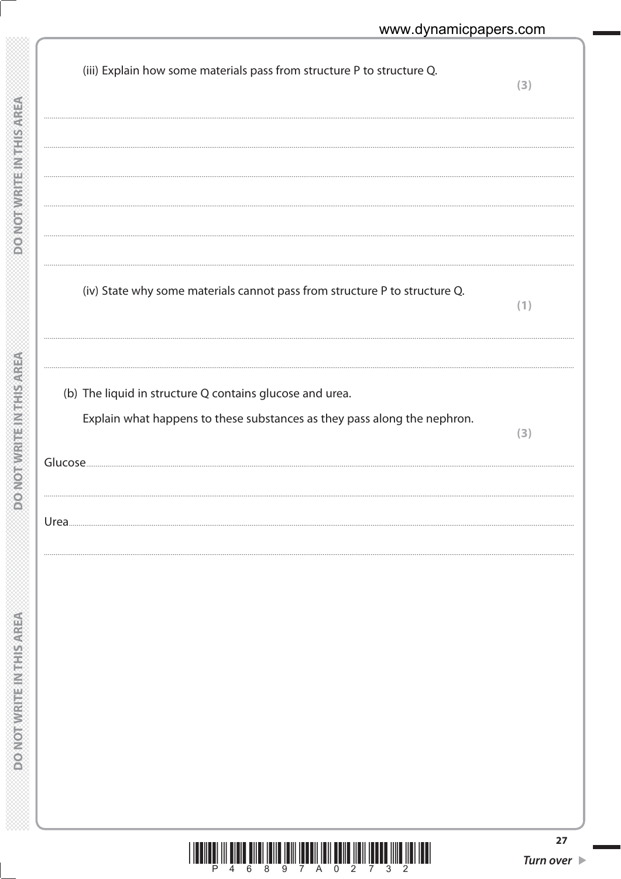(iii) Explain how some materials pass from structure P to structure Q. **(3)**

.......................................................................................................................................................................................................................

.......................................................................................................................................................................................................................

.......................................................................................................................................................................................................................

.......................................................................................................................................................................................................................

.......................................................................................................................................................................................................................

(iv) State why some materials cannot pass from structure P to structure Q. **(1)**

.......................................................................................................................................................................................................................

.......................................................................................................................................................................................................................

(b) The liquid in structure Q contains glucose and urea.

Explain what happens to these substances as they pass along the nephron. **(3)**

Glucose.........................................................................................................................................................................................................

.......................................................................................................................................................................................................................

Urea...............................................................................................................................................................................................................

.......................................................................................................................................................................................................................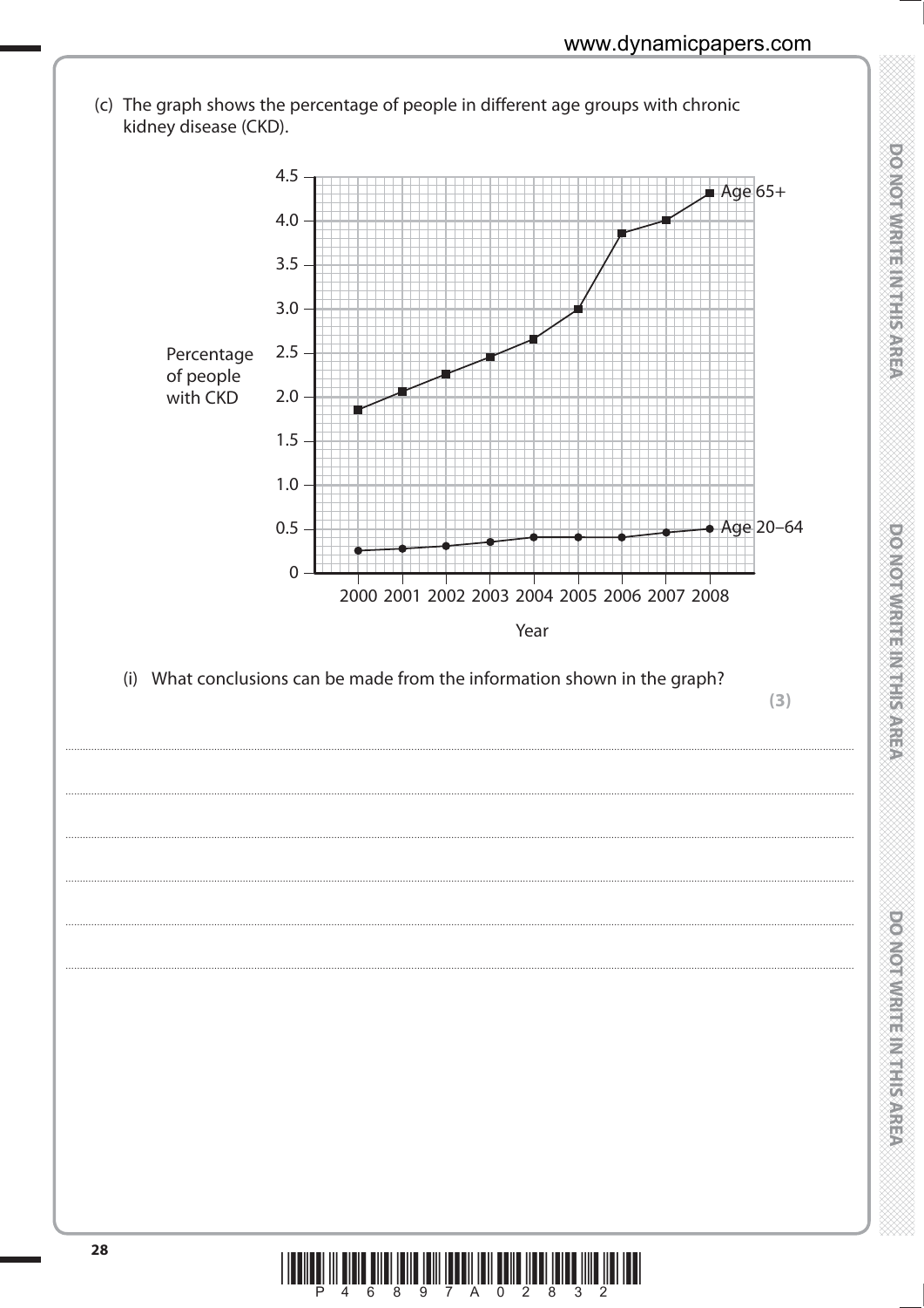(c) The graph shows the percentage of people in different age groups with chronic kidney disease (CKD).

(i) What conclusions can be made from the information shown in the graph?

**(3)**

..................................................................................................................................................................................................

..................................................................................................................................................................................................

..................................................................................................................................................................................................

..................................................................................................................................................................................................

..................................................................................................................................................................................................

..................................................................................................................................................................................................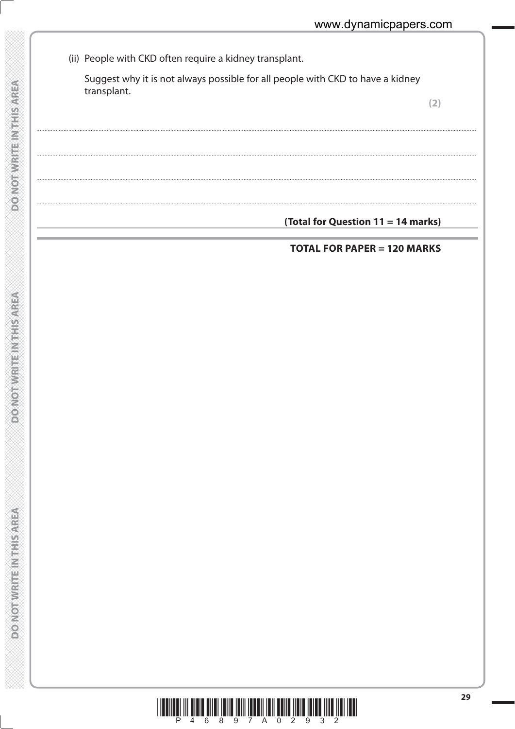(ii) People with CKD often require a kidney transplant.

Suggest why it is not always possible for all people with CKD to have a kidney transplant.

**(2)**

..........................................................................................................................................................................................................

..........................................................................................................................................................................................................

..........................................................................................................................................................................................................

..........................................................................................................................................................................................................

**(Total for Question 11 = 14 marks)**

**TOTAL FOR PAPER = 120 MARKS**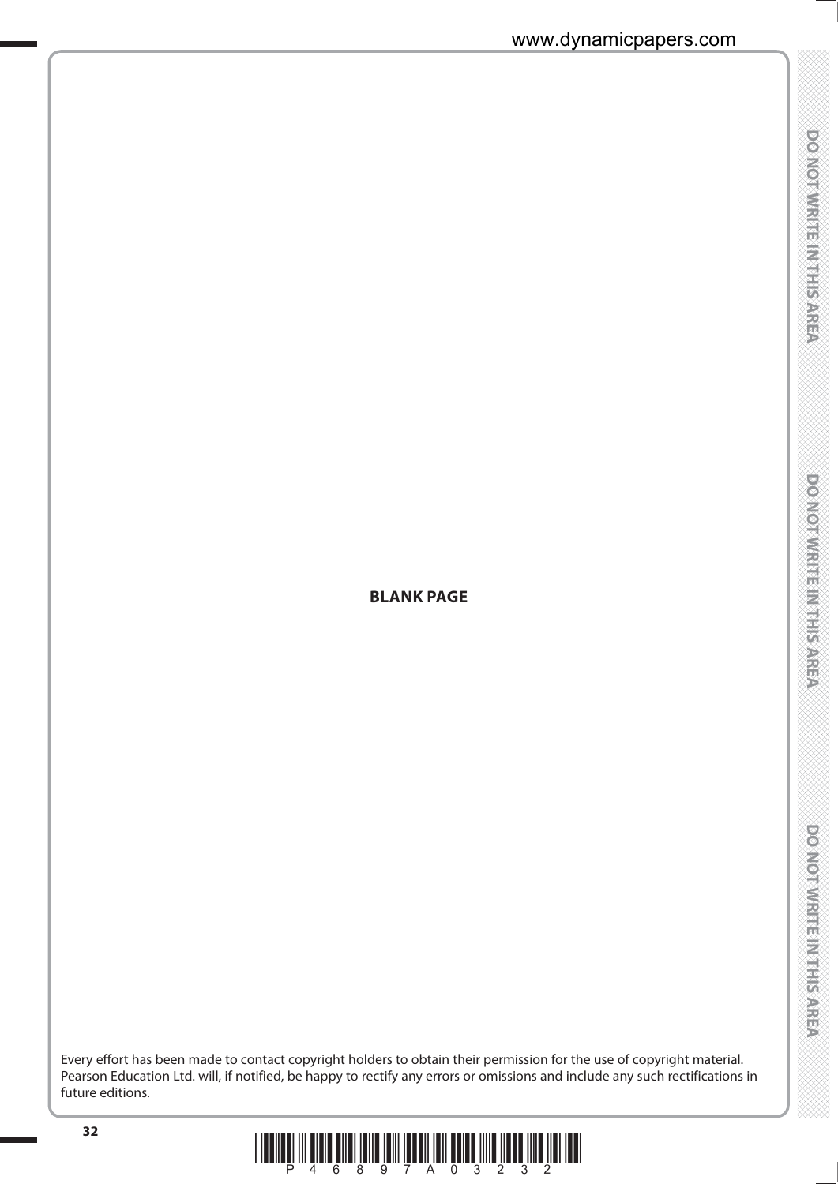**BLANK PAGE**

Every effort has been made to contact copyright holders to obtain their permission for the use of copyright material. Pearson Education Ltd. will, if notified, be happy to rectify any errors or omissions and include any such rectifications in future editions.